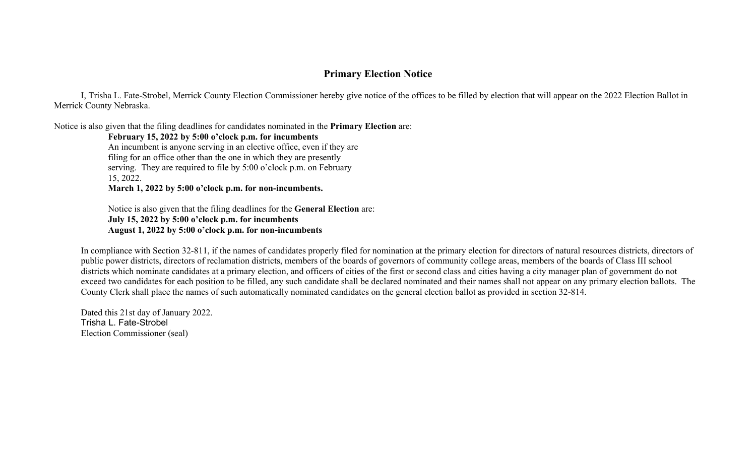## Primary Election Notice

I, Trisha L. Fate-Strobel, Merrick County Election Commissioner hereby give notice of the offices to be filled by election that will appear on the 2022 Election Ballot in Merrick County Nebraska.

Notice is also given that the filing deadlines for candidates nominated in the **Primary Election** are:

**February 15, 2022 by 5:00 o'clock p.m. for incumbents**
An incumbent is anyone serving in an elective office, even if they are filing for an office other than the one in which they are presently serving. They are required to file by 5:00 o'clock p.m. on February 15, 2022.
**March 1, 2022 by 5:00 o'clock p.m. for non-incumbents.**

Notice is also given that the filing deadlines for the **General Election** are:
**July 15, 2022 by 5:00 o'clock p.m. for incumbents**
**August 1, 2022 by 5:00 o'clock p.m. for non-incumbents**

In compliance with Section 32-811, if the names of candidates properly filed for nomination at the primary election for directors of natural resources districts, directors of public power districts, directors of reclamation districts, members of the boards of governors of community college areas, members of the boards of Class III school districts which nominate candidates at a primary election, and officers of cities of the first or second class and cities having a city manager plan of government do not exceed two candidates for each position to be filled, any such candidate shall be declared nominated and their names shall not appear on any primary election ballots. The County Clerk shall place the names of such automatically nominated candidates on the general election ballot as provided in section 32-814.

Dated this 21st day of January 2022.
Trisha L. Fate-Strobel
Election Commissioner (seal)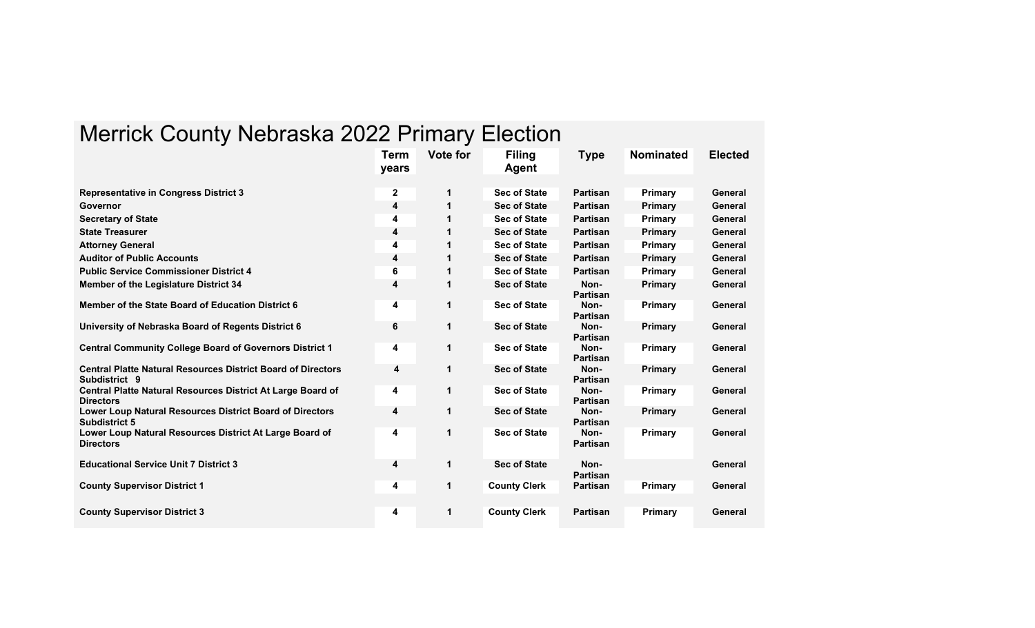# Merrick County Nebraska 2022 Primary Election

| | Term years | Vote for | Filing Agent | Type | Nominated | Elected |
|---|---|---|---|---|---|---|
| **Representative in Congress District 3** | 2 | 1 | Sec of State | Partisan | Primary | General |
| **Governor** | 4 | 1 | Sec of State | Partisan | Primary | General |
| **Secretary of State** | 4 | 1 | Sec of State | Partisan | Primary | General |
| **State Treasurer** | 4 | 1 | Sec of State | Partisan | Primary | General |
| **Attorney General** | 4 | 1 | Sec of State | Partisan | Primary | General |
| **Auditor of Public Accounts** | 4 | 1 | Sec of State | Partisan | Primary | General |
| **Public Service Commissioner District 4** | 6 | 1 | Sec of State | Partisan | Primary | General |
| **Member of the Legislature District 34** | 4 | 1 | Sec of State | Non-Partisan | Primary | General |
| **Member of the State Board of Education District 6** | 4 | 1 | Sec of State | Non-Partisan | Primary | General |
| **University of Nebraska Board of Regents District 6** | 6 | 1 | Sec of State | Non-Partisan | Primary | General |
| **Central Community College Board of Governors District 1** | 4 | 1 | Sec of State | Non-Partisan | Primary | General |
| **Central Platte Natural Resources District Board of Directors Subdistrict 9** | 4 | 1 | Sec of State | Non-Partisan | Primary | General |
| **Central Platte Natural Resources District At Large Board of Directors** | 4 | 1 | Sec of State | Non-Partisan | Primary | General |
| **Lower Loup Natural Resources District Board of Directors Subdistrict 5** | 4 | 1 | Sec of State | Non-Partisan | Primary | General |
| **Lower Loup Natural Resources District At Large Board of Directors** | 4 | 1 | Sec of State | Non-Partisan | Primary | General |
| **Educational Service Unit 7 District 3** | 4 | 1 | Sec of State | Non-Partisan | | General |
| **County Supervisor District 1** | 4 | 1 | County Clerk | Partisan | Primary | General |
| **County Supervisor District 3** | 4 | 1 | County Clerk | Partisan | Primary | General |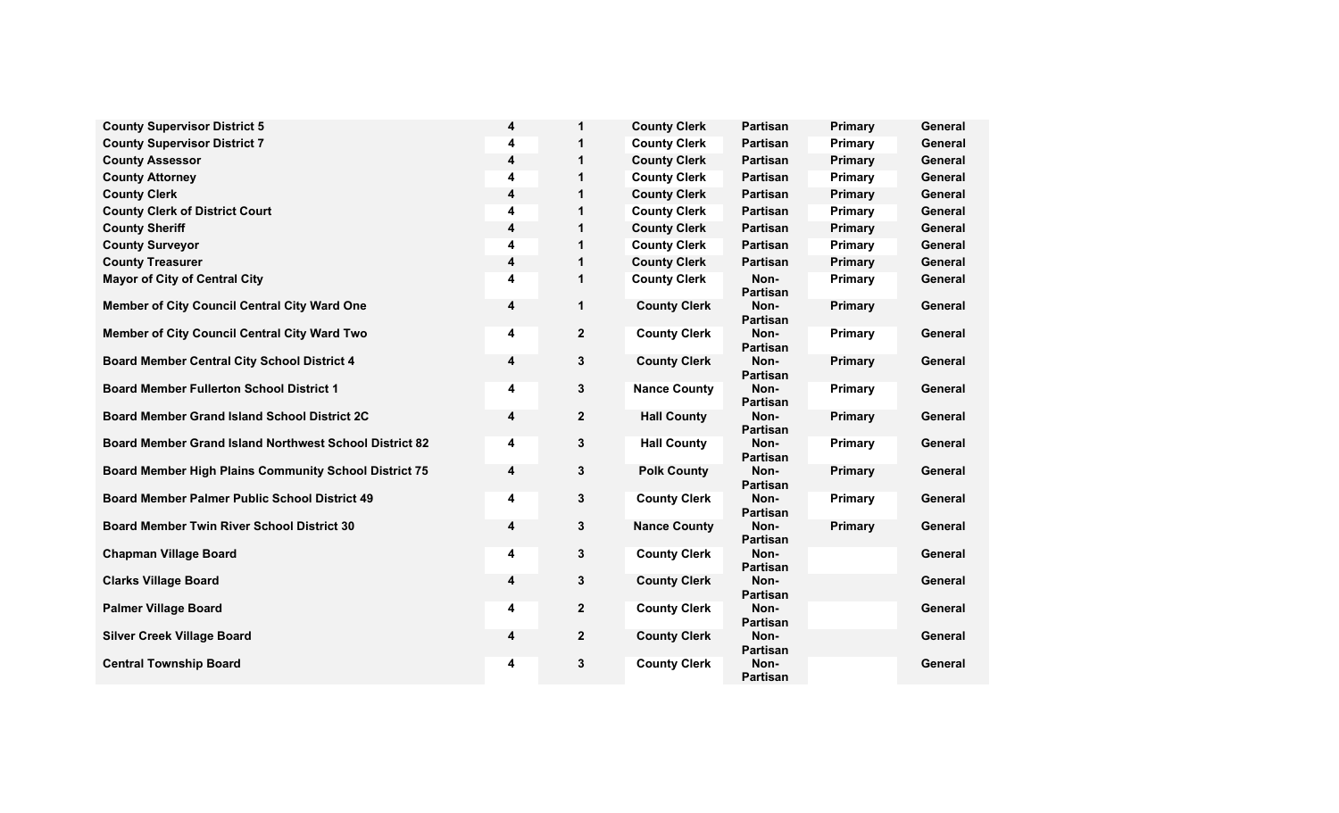| | | | | | | |
|---|---|---|---|---|---|---|
| **County Supervisor District 5** | **4** | **1** | **County Clerk** | **Partisan** | **Primary** | **General** |
| **County Supervisor District 7** | **4** | **1** | **County Clerk** | **Partisan** | **Primary** | **General** |
| **County Assessor** | **4** | **1** | **County Clerk** | **Partisan** | **Primary** | **General** |
| **County Attorney** | **4** | **1** | **County Clerk** | **Partisan** | **Primary** | **General** |
| **County Clerk** | **4** | **1** | **County Clerk** | **Partisan** | **Primary** | **General** |
| **County Clerk of District Court** | **4** | **1** | **County Clerk** | **Partisan** | **Primary** | **General** |
| **County Sheriff** | **4** | **1** | **County Clerk** | **Partisan** | **Primary** | **General** |
| **County Surveyor** | **4** | **1** | **County Clerk** | **Partisan** | **Primary** | **General** |
| **County Treasurer** | **4** | **1** | **County Clerk** | **Partisan** | **Primary** | **General** |
| **Mayor of City of Central City** | **4** | **1** | **County Clerk** | **Non-Partisan** | **Primary** | **General** |
| **Member of City Council Central City Ward One** | **4** | **1** | **County Clerk** | **Non-Partisan** | **Primary** | **General** |
| **Member of City Council Central City Ward Two** | **4** | **2** | **County Clerk** | **Non-Partisan** | **Primary** | **General** |
| **Board Member Central City School District 4** | **4** | **3** | **County Clerk** | **Non-Partisan** | **Primary** | **General** |
| **Board Member Fullerton School District 1** | **4** | **3** | **Nance County** | **Non-Partisan** | **Primary** | **General** |
| **Board Member Grand Island School District 2C** | **4** | **2** | **Hall County** | **Non-Partisan** | **Primary** | **General** |
| **Board Member Grand Island Northwest School District 82** | **4** | **3** | **Hall County** | **Non-Partisan** | **Primary** | **General** |
| **Board Member High Plains Community School District 75** | **4** | **3** | **Polk County** | **Non-Partisan** | **Primary** | **General** |
| **Board Member Palmer Public School District 49** | **4** | **3** | **County Clerk** | **Non-Partisan** | **Primary** | **General** |
| **Board Member Twin River School District 30** | **4** | **3** | **Nance County** | **Non-Partisan** | **Primary** | **General** |
| **Chapman Village Board** | **4** | **3** | **County Clerk** | **Non-Partisan** | | **General** |
| **Clarks Village Board** | **4** | **3** | **County Clerk** | **Non-Partisan** | | **General** |
| **Palmer Village Board** | **4** | **2** | **County Clerk** | **Non-Partisan** | | **General** |
| **Silver Creek Village Board** | **4** | **2** | **County Clerk** | **Non-Partisan** | | **General** |
| **Central Township Board** | **4** | **3** | **County Clerk** | **Non-Partisan** | | **General** |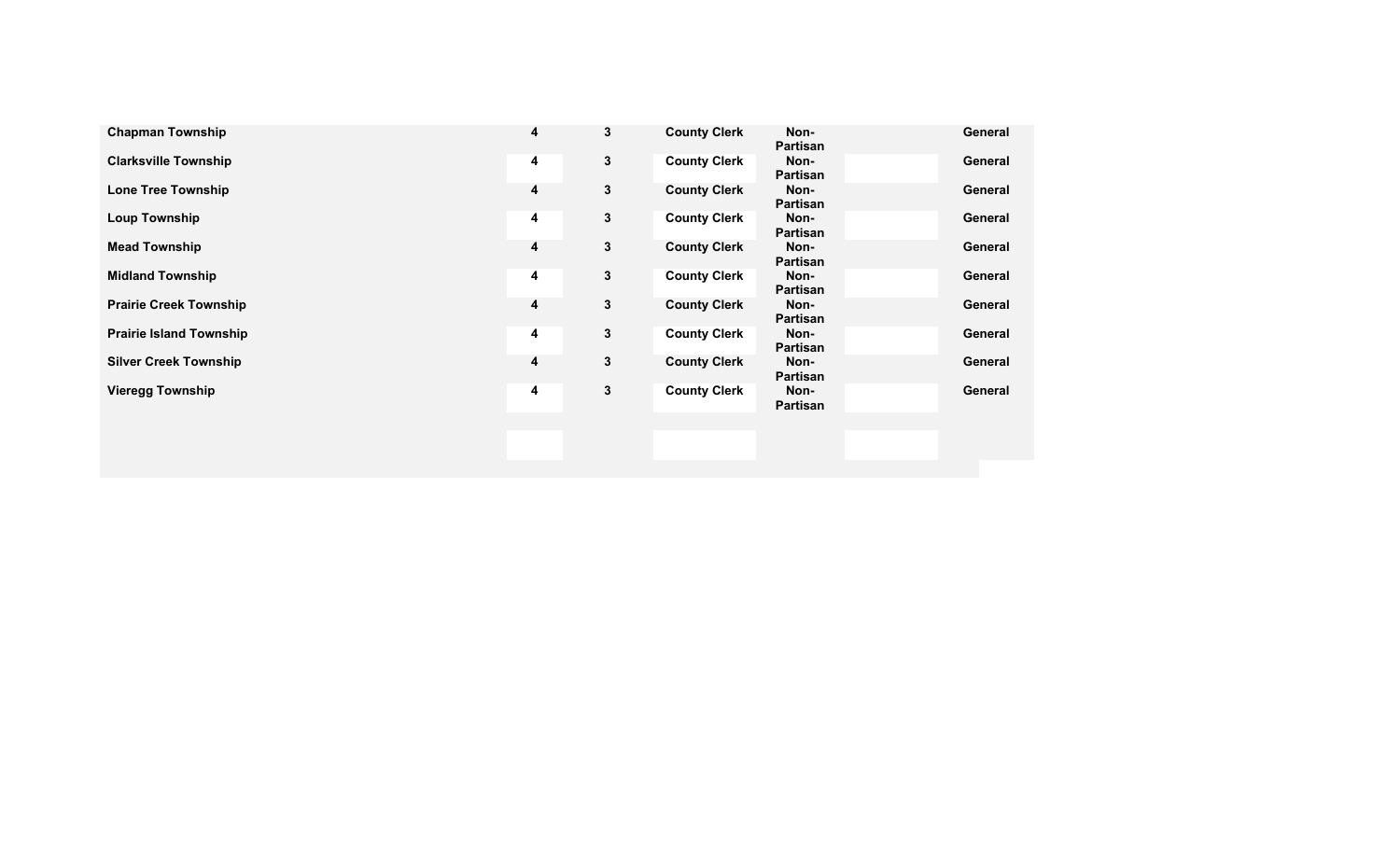| | | | | | | |
|---|---|---|---|---|---|---|
| Chapman Township | 4 | 3 | County Clerk | Non-Partisan | | General |
| Clarksville Township | 4 | 3 | County Clerk | Non-Partisan | | General |
| Lone Tree Township | 4 | 3 | County Clerk | Non-Partisan | | General |
| Loup Township | 4 | 3 | County Clerk | Non-Partisan | | General |
| Mead Township | 4 | 3 | County Clerk | Non-Partisan | | General |
| Midland Township | 4 | 3 | County Clerk | Non-Partisan | | General |
| Prairie Creek Township | 4 | 3 | County Clerk | Non-Partisan | | General |
| Prairie Island Township | 4 | 3 | County Clerk | Non-Partisan | | General |
| Silver Creek Township | 4 | 3 | County Clerk | Non-Partisan | | General |
| Vieregg Township | 4 | 3 | County Clerk | Non-Partisan | | General |